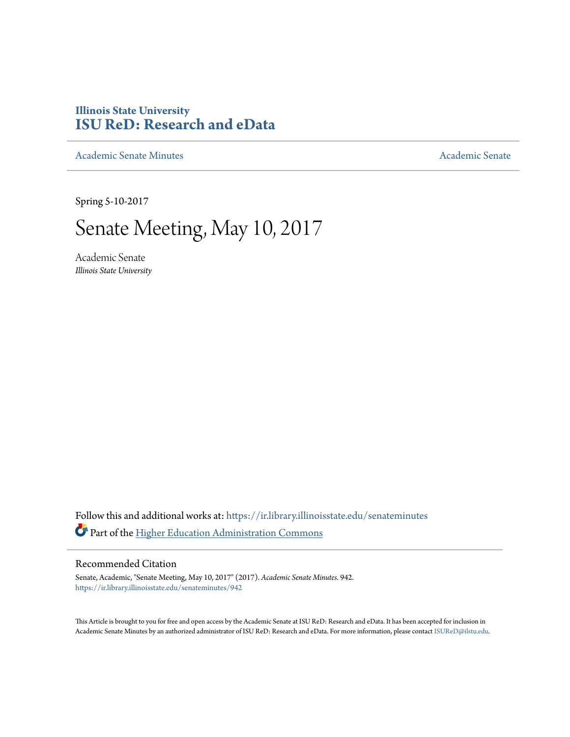**Illinois State University**
# ISU ReD: Research and eData

Academic Senate Minutes | Academic Senate

Spring 5-10-2017

# Senate Meeting, May 10, 2017

Academic Senate
*Illinois State University*

Follow this and additional works at: https://ir.library.illinoisstate.edu/senateminutes

Part of the Higher Education Administration Commons

## Recommended Citation

Senate, Academic, "Senate Meeting, May 10, 2017" (2017). *Academic Senate Minutes*. 942.
https://ir.library.illinoisstate.edu/senateminutes/942

This Article is brought to you for free and open access by the Academic Senate at ISU ReD: Research and eData. It has been accepted for inclusion in Academic Senate Minutes by an authorized administrator of ISU ReD: Research and eData. For more information, please contact ISUReD@ilstu.edu.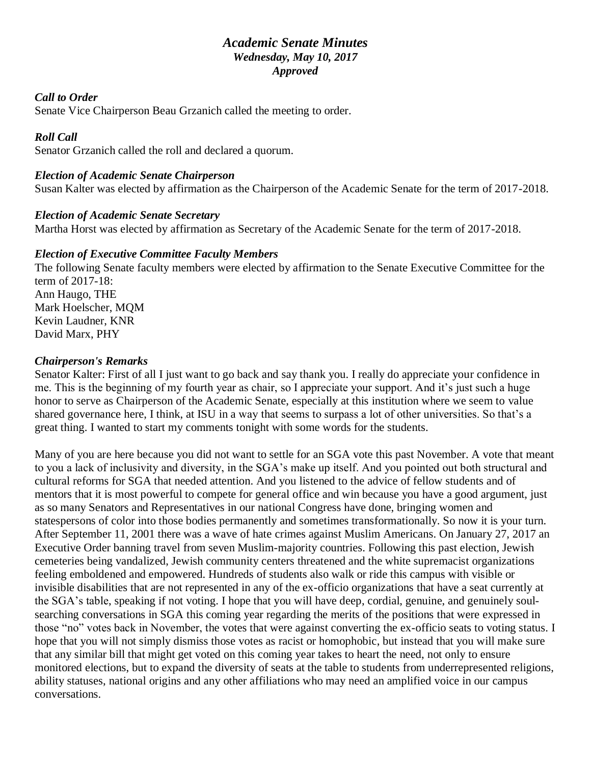# *Academic Senate Minutes*
### *Wednesday, May 10, 2017*
### *Approved*

### *Call to Order*
Senate Vice Chairperson Beau Grzanich called the meeting to order.

### *Roll Call*
Senator Grzanich called the roll and declared a quorum.

### *Election of Academic Senate Chairperson*
Susan Kalter was elected by affirmation as the Chairperson of the Academic Senate for the term of 2017-2018.

### *Election of Academic Senate Secretary*
Martha Horst was elected by affirmation as Secretary of the Academic Senate for the term of 2017-2018.

### *Election of Executive Committee Faculty Members*
The following Senate faculty members were elected by affirmation to the Senate Executive Committee for the term of 2017-18:
Ann Haugo, THE
Mark Hoelscher, MQM
Kevin Laudner, KNR
David Marx, PHY

### *Chairperson's Remarks*
Senator Kalter: First of all I just want to go back and say thank you. I really do appreciate your confidence in me. This is the beginning of my fourth year as chair, so I appreciate your support. And it's just such a huge honor to serve as Chairperson of the Academic Senate, especially at this institution where we seem to value shared governance here, I think, at ISU in a way that seems to surpass a lot of other universities. So that's a great thing. I wanted to start my comments tonight with some words for the students.

Many of you are here because you did not want to settle for an SGA vote this past November. A vote that meant to you a lack of inclusivity and diversity, in the SGA's make up itself. And you pointed out both structural and cultural reforms for SGA that needed attention. And you listened to the advice of fellow students and of mentors that it is most powerful to compete for general office and win because you have a good argument, just as so many Senators and Representatives in our national Congress have done, bringing women and statespersons of color into those bodies permanently and sometimes transformationally. So now it is your turn. After September 11, 2001 there was a wave of hate crimes against Muslim Americans. On January 27, 2017 an Executive Order banning travel from seven Muslim-majority countries. Following this past election, Jewish cemeteries being vandalized, Jewish community centers threatened and the white supremacist organizations feeling emboldened and empowered. Hundreds of students also walk or ride this campus with visible or invisible disabilities that are not represented in any of the ex-officio organizations that have a seat currently at the SGA's table, speaking if not voting. I hope that you will have deep, cordial, genuine, and genuinely soul-searching conversations in SGA this coming year regarding the merits of the positions that were expressed in those "no" votes back in November, the votes that were against converting the ex-officio seats to voting status. I hope that you will not simply dismiss those votes as racist or homophobic, but instead that you will make sure that any similar bill that might get voted on this coming year takes to heart the need, not only to ensure monitored elections, but to expand the diversity of seats at the table to students from underrepresented religions, ability statuses, national origins and any other affiliations who may need an amplified voice in our campus conversations.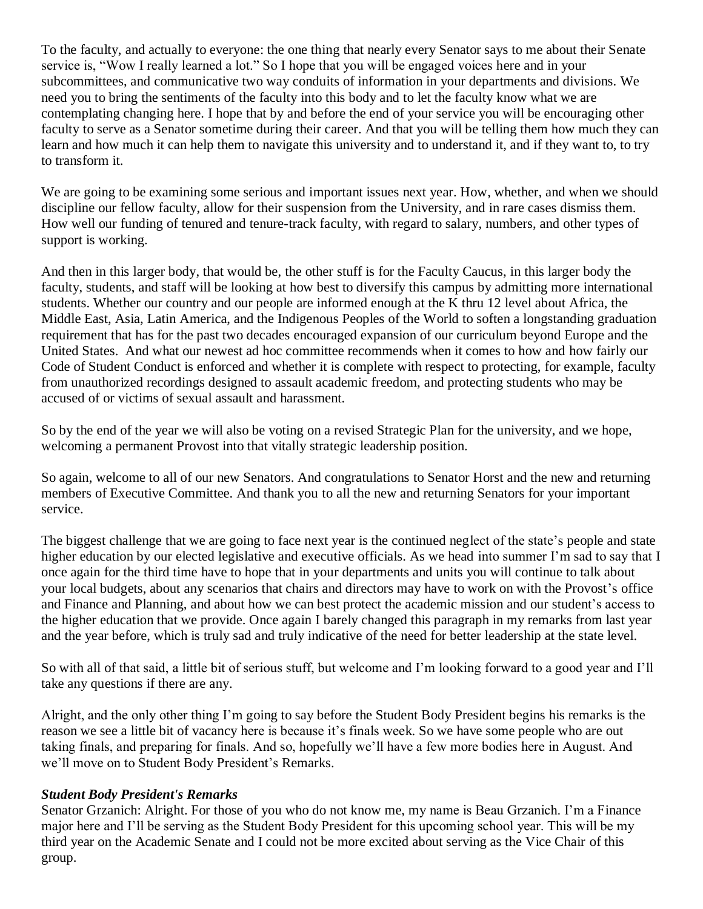To the faculty, and actually to everyone: the one thing that nearly every Senator says to me about their Senate service is, "Wow I really learned a lot." So I hope that you will be engaged voices here and in your subcommittees, and communicative two way conduits of information in your departments and divisions. We need you to bring the sentiments of the faculty into this body and to let the faculty know what we are contemplating changing here. I hope that by and before the end of your service you will be encouraging other faculty to serve as a Senator sometime during their career. And that you will be telling them how much they can learn and how much it can help them to navigate this university and to understand it, and if they want to, to try to transform it.

We are going to be examining some serious and important issues next year. How, whether, and when we should discipline our fellow faculty, allow for their suspension from the University, and in rare cases dismiss them. How well our funding of tenured and tenure-track faculty, with regard to salary, numbers, and other types of support is working.

And then in this larger body, that would be, the other stuff is for the Faculty Caucus, in this larger body the faculty, students, and staff will be looking at how best to diversify this campus by admitting more international students. Whether our country and our people are informed enough at the K thru 12 level about Africa, the Middle East, Asia, Latin America, and the Indigenous Peoples of the World to soften a longstanding graduation requirement that has for the past two decades encouraged expansion of our curriculum beyond Europe and the United States. And what our newest ad hoc committee recommends when it comes to how and how fairly our Code of Student Conduct is enforced and whether it is complete with respect to protecting, for example, faculty from unauthorized recordings designed to assault academic freedom, and protecting students who may be accused of or victims of sexual assault and harassment.

So by the end of the year we will also be voting on a revised Strategic Plan for the university, and we hope, welcoming a permanent Provost into that vitally strategic leadership position.

So again, welcome to all of our new Senators. And congratulations to Senator Horst and the new and returning members of Executive Committee. And thank you to all the new and returning Senators for your important service.

The biggest challenge that we are going to face next year is the continued neglect of the state's people and state higher education by our elected legislative and executive officials. As we head into summer I'm sad to say that I once again for the third time have to hope that in your departments and units you will continue to talk about your local budgets, about any scenarios that chairs and directors may have to work on with the Provost's office and Finance and Planning, and about how we can best protect the academic mission and our student's access to the higher education that we provide. Once again I barely changed this paragraph in my remarks from last year and the year before, which is truly sad and truly indicative of the need for better leadership at the state level.

So with all of that said, a little bit of serious stuff, but welcome and I'm looking forward to a good year and I'll take any questions if there are any.

Alright, and the only other thing I'm going to say before the Student Body President begins his remarks is the reason we see a little bit of vacancy here is because it's finals week. So we have some people who are out taking finals, and preparing for finals. And so, hopefully we'll have a few more bodies here in August. And we'll move on to Student Body President's Remarks.

***Student Body President's Remarks***

Senator Grzanich: Alright. For those of you who do not know me, my name is Beau Grzanich. I'm a Finance major here and I'll be serving as the Student Body President for this upcoming school year. This will be my third year on the Academic Senate and I could not be more excited about serving as the Vice Chair of this group.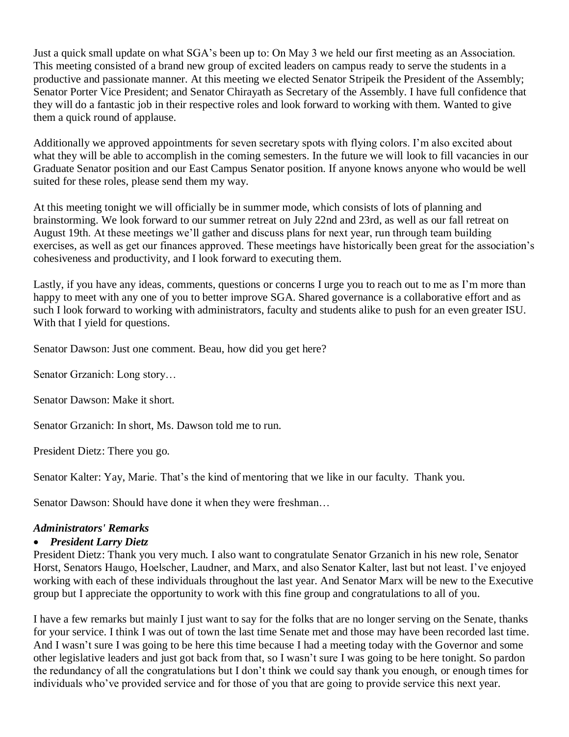Just a quick small update on what SGA's been up to: On May 3 we held our first meeting as an Association. This meeting consisted of a brand new group of excited leaders on campus ready to serve the students in a productive and passionate manner. At this meeting we elected Senator Stripeik the President of the Assembly; Senator Porter Vice President; and Senator Chirayath as Secretary of the Assembly. I have full confidence that they will do a fantastic job in their respective roles and look forward to working with them. Wanted to give them a quick round of applause.

Additionally we approved appointments for seven secretary spots with flying colors. I'm also excited about what they will be able to accomplish in the coming semesters. In the future we will look to fill vacancies in our Graduate Senator position and our East Campus Senator position. If anyone knows anyone who would be well suited for these roles, please send them my way.

At this meeting tonight we will officially be in summer mode, which consists of lots of planning and brainstorming. We look forward to our summer retreat on July 22nd and 23rd, as well as our fall retreat on August 19th. At these meetings we'll gather and discuss plans for next year, run through team building exercises, as well as get our finances approved. These meetings have historically been great for the association's cohesiveness and productivity, and I look forward to executing them.

Lastly, if you have any ideas, comments, questions or concerns I urge you to reach out to me as I'm more than happy to meet with any one of you to better improve SGA. Shared governance is a collaborative effort and as such I look forward to working with administrators, faculty and students alike to push for an even greater ISU. With that I yield for questions.

Senator Dawson: Just one comment. Beau, how did you get here?

Senator Grzanich: Long story…

Senator Dawson: Make it short.

Senator Grzanich: In short, Ms. Dawson told me to run.

President Dietz: There you go.

Senator Kalter: Yay, Marie. That's the kind of mentoring that we like in our faculty. Thank you.

Senator Dawson: Should have done it when they were freshman…

***Administrators' Remarks***

- ***President Larry Dietz***

President Dietz: Thank you very much. I also want to congratulate Senator Grzanich in his new role, Senator Horst, Senators Haugo, Hoelscher, Laudner, and Marx, and also Senator Kalter, last but not least. I've enjoyed working with each of these individuals throughout the last year. And Senator Marx will be new to the Executive group but I appreciate the opportunity to work with this fine group and congratulations to all of you.

I have a few remarks but mainly I just want to say for the folks that are no longer serving on the Senate, thanks for your service. I think I was out of town the last time Senate met and those may have been recorded last time. And I wasn't sure I was going to be here this time because I had a meeting today with the Governor and some other legislative leaders and just got back from that, so I wasn't sure I was going to be here tonight. So pardon the redundancy of all the congratulations but I don't think we could say thank you enough, or enough times for individuals who've provided service and for those of you that are going to provide service this next year.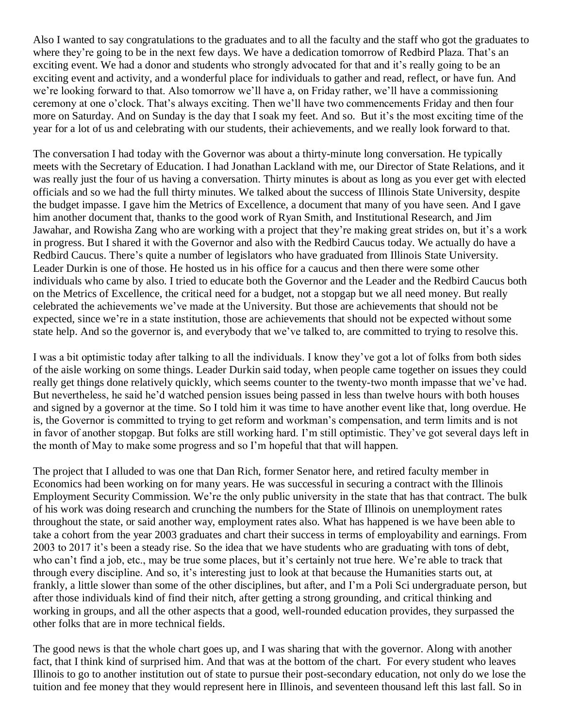Also I wanted to say congratulations to the graduates and to all the faculty and the staff who got the graduates to where they're going to be in the next few days. We have a dedication tomorrow of Redbird Plaza. That's an exciting event. We had a donor and students who strongly advocated for that and it's really going to be an exciting event and activity, and a wonderful place for individuals to gather and read, reflect, or have fun. And we're looking forward to that. Also tomorrow we'll have a, on Friday rather, we'll have a commissioning ceremony at one o'clock. That's always exciting. Then we'll have two commencements Friday and then four more on Saturday. And on Sunday is the day that I soak my feet. And so. But it's the most exciting time of the year for a lot of us and celebrating with our students, their achievements, and we really look forward to that.

The conversation I had today with the Governor was about a thirty-minute long conversation. He typically meets with the Secretary of Education. I had Jonathan Lackland with me, our Director of State Relations, and it was really just the four of us having a conversation. Thirty minutes is about as long as you ever get with elected officials and so we had the full thirty minutes. We talked about the success of Illinois State University, despite the budget impasse. I gave him the Metrics of Excellence, a document that many of you have seen. And I gave him another document that, thanks to the good work of Ryan Smith, and Institutional Research, and Jim Jawahar, and Rowisha Zang who are working with a project that they're making great strides on, but it's a work in progress. But I shared it with the Governor and also with the Redbird Caucus today. We actually do have a Redbird Caucus. There's quite a number of legislators who have graduated from Illinois State University. Leader Durkin is one of those. He hosted us in his office for a caucus and then there were some other individuals who came by also. I tried to educate both the Governor and the Leader and the Redbird Caucus both on the Metrics of Excellence, the critical need for a budget, not a stopgap but we all need money. But really celebrated the achievements we've made at the University. But those are achievements that should not be expected, since we're in a state institution, those are achievements that should not be expected without some state help. And so the governor is, and everybody that we've talked to, are committed to trying to resolve this.

I was a bit optimistic today after talking to all the individuals. I know they've got a lot of folks from both sides of the aisle working on some things. Leader Durkin said today, when people came together on issues they could really get things done relatively quickly, which seems counter to the twenty-two month impasse that we've had. But nevertheless, he said he'd watched pension issues being passed in less than twelve hours with both houses and signed by a governor at the time. So I told him it was time to have another event like that, long overdue. He is, the Governor is committed to trying to get reform and workman's compensation, and term limits and is not in favor of another stopgap. But folks are still working hard. I'm still optimistic. They've got several days left in the month of May to make some progress and so I'm hopeful that that will happen.

The project that I alluded to was one that Dan Rich, former Senator here, and retired faculty member in Economics had been working on for many years. He was successful in securing a contract with the Illinois Employment Security Commission. We're the only public university in the state that has that contract. The bulk of his work was doing research and crunching the numbers for the State of Illinois on unemployment rates throughout the state, or said another way, employment rates also. What has happened is we have been able to take a cohort from the year 2003 graduates and chart their success in terms of employability and earnings. From 2003 to 2017 it's been a steady rise. So the idea that we have students who are graduating with tons of debt, who can't find a job, etc., may be true some places, but it's certainly not true here. We're able to track that through every discipline. And so, it's interesting just to look at that because the Humanities starts out, at frankly, a little slower than some of the other disciplines, but after, and I'm a Poli Sci undergraduate person, but after those individuals kind of find their nitch, after getting a strong grounding, and critical thinking and working in groups, and all the other aspects that a good, well-rounded education provides, they surpassed the other folks that are in more technical fields.

The good news is that the whole chart goes up, and I was sharing that with the governor. Along with another fact, that I think kind of surprised him. And that was at the bottom of the chart. For every student who leaves Illinois to go to another institution out of state to pursue their post-secondary education, not only do we lose the tuition and fee money that they would represent here in Illinois, and seventeen thousand left this last fall. So in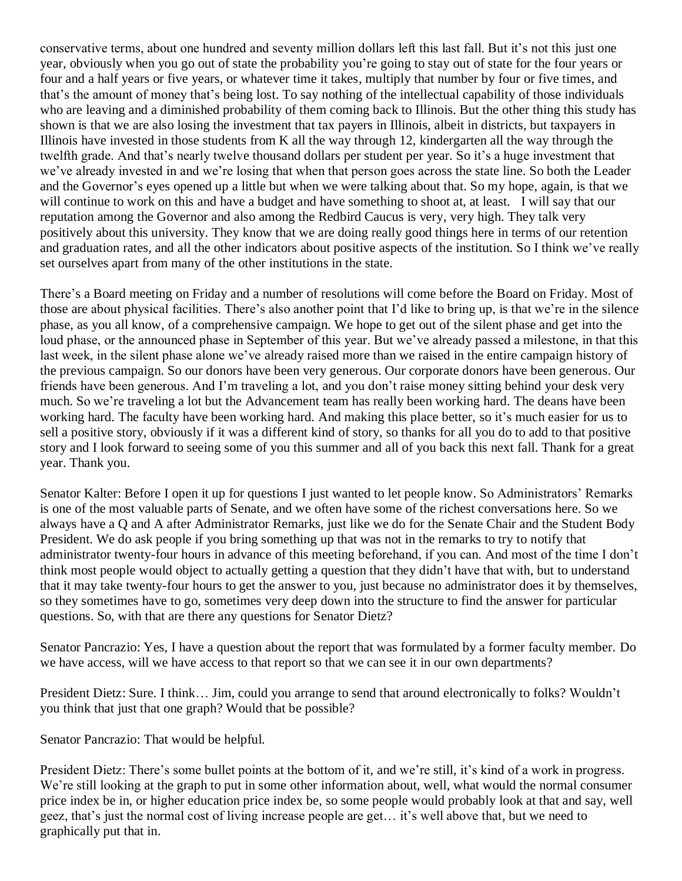conservative terms, about one hundred and seventy million dollars left this last fall. But it's not this just one year, obviously when you go out of state the probability you're going to stay out of state for the four years or four and a half years or five years, or whatever time it takes, multiply that number by four or five times, and that's the amount of money that's being lost. To say nothing of the intellectual capability of those individuals who are leaving and a diminished probability of them coming back to Illinois. But the other thing this study has shown is that we are also losing the investment that tax payers in Illinois, albeit in districts, but taxpayers in Illinois have invested in those students from K all the way through 12, kindergarten all the way through the twelfth grade. And that's nearly twelve thousand dollars per student per year. So it's a huge investment that we've already invested in and we're losing that when that person goes across the state line. So both the Leader and the Governor's eyes opened up a little but when we were talking about that. So my hope, again, is that we will continue to work on this and have a budget and have something to shoot at, at least. I will say that our reputation among the Governor and also among the Redbird Caucus is very, very high. They talk very positively about this university. They know that we are doing really good things here in terms of our retention and graduation rates, and all the other indicators about positive aspects of the institution. So I think we've really set ourselves apart from many of the other institutions in the state.

There's a Board meeting on Friday and a number of resolutions will come before the Board on Friday. Most of those are about physical facilities. There's also another point that I'd like to bring up, is that we're in the silence phase, as you all know, of a comprehensive campaign. We hope to get out of the silent phase and get into the loud phase, or the announced phase in September of this year. But we've already passed a milestone, in that this last week, in the silent phase alone we've already raised more than we raised in the entire campaign history of the previous campaign. So our donors have been very generous. Our corporate donors have been generous. Our friends have been generous. And I'm traveling a lot, and you don't raise money sitting behind your desk very much. So we're traveling a lot but the Advancement team has really been working hard. The deans have been working hard. The faculty have been working hard. And making this place better, so it's much easier for us to sell a positive story, obviously if it was a different kind of story, so thanks for all you do to add to that positive story and I look forward to seeing some of you this summer and all of you back this next fall. Thank for a great year. Thank you.

Senator Kalter: Before I open it up for questions I just wanted to let people know. So Administrators' Remarks is one of the most valuable parts of Senate, and we often have some of the richest conversations here. So we always have a Q and A after Administrator Remarks, just like we do for the Senate Chair and the Student Body President. We do ask people if you bring something up that was not in the remarks to try to notify that administrator twenty-four hours in advance of this meeting beforehand, if you can. And most of the time I don't think most people would object to actually getting a question that they didn't have that with, but to understand that it may take twenty-four hours to get the answer to you, just because no administrator does it by themselves, so they sometimes have to go, sometimes very deep down into the structure to find the answer for particular questions. So, with that are there any questions for Senator Dietz?

Senator Pancrazio: Yes, I have a question about the report that was formulated by a former faculty member. Do we have access, will we have access to that report so that we can see it in our own departments?

President Dietz: Sure. I think… Jim, could you arrange to send that around electronically to folks? Wouldn't you think that just that one graph? Would that be possible?

Senator Pancrazio: That would be helpful.

President Dietz: There's some bullet points at the bottom of it, and we're still, it's kind of a work in progress. We're still looking at the graph to put in some other information about, well, what would the normal consumer price index be in, or higher education price index be, so some people would probably look at that and say, well geez, that's just the normal cost of living increase people are get… it's well above that, but we need to graphically put that in.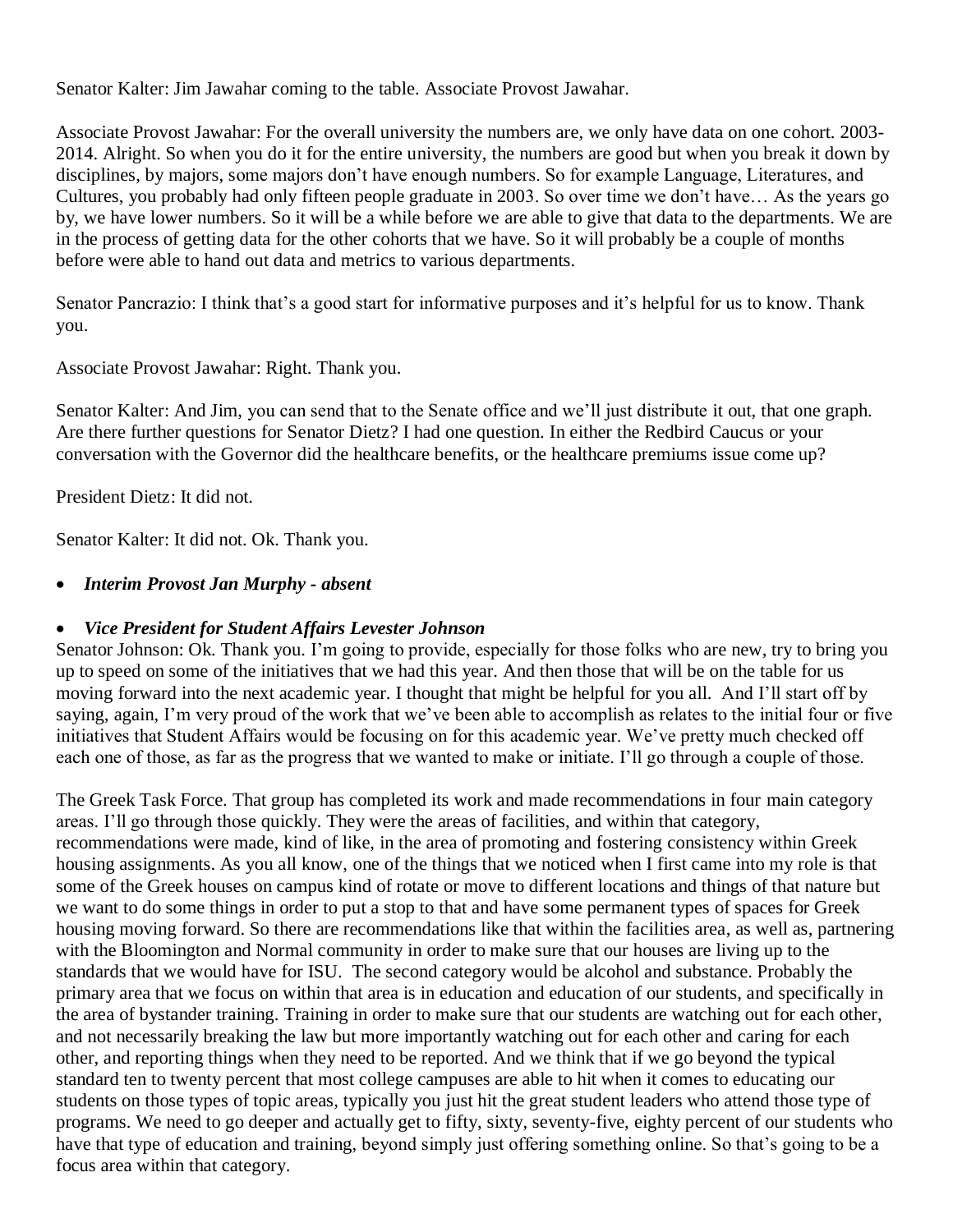Senator Kalter: Jim Jawahar coming to the table. Associate Provost Jawahar.

Associate Provost Jawahar: For the overall university the numbers are, we only have data on one cohort. 2003-2014. Alright. So when you do it for the entire university, the numbers are good but when you break it down by disciplines, by majors, some majors don't have enough numbers. So for example Language, Literatures, and Cultures, you probably had only fifteen people graduate in 2003. So over time we don't have… As the years go by, we have lower numbers. So it will be a while before we are able to give that data to the departments. We are in the process of getting data for the other cohorts that we have. So it will probably be a couple of months before were able to hand out data and metrics to various departments.

Senator Pancrazio: I think that's a good start for informative purposes and it's helpful for us to know. Thank you.

Associate Provost Jawahar: Right. Thank you.

Senator Kalter: And Jim, you can send that to the Senate office and we'll just distribute it out, that one graph. Are there further questions for Senator Dietz? I had one question. In either the Redbird Caucus or your conversation with the Governor did the healthcare benefits, or the healthcare premiums issue come up?

President Dietz: It did not.

Senator Kalter: It did not. Ok. Thank you.

- ***Interim Provost Jan Murphy - absent***

- ***Vice President for Student Affairs Levester Johnson***

Senator Johnson: Ok. Thank you. I'm going to provide, especially for those folks who are new, try to bring you up to speed on some of the initiatives that we had this year. And then those that will be on the table for us moving forward into the next academic year. I thought that might be helpful for you all. And I'll start off by saying, again, I'm very proud of the work that we've been able to accomplish as relates to the initial four or five initiatives that Student Affairs would be focusing on for this academic year. We've pretty much checked off each one of those, as far as the progress that we wanted to make or initiate. I'll go through a couple of those.

The Greek Task Force. That group has completed its work and made recommendations in four main category areas. I'll go through those quickly. They were the areas of facilities, and within that category, recommendations were made, kind of like, in the area of promoting and fostering consistency within Greek housing assignments. As you all know, one of the things that we noticed when I first came into my role is that some of the Greek houses on campus kind of rotate or move to different locations and things of that nature but we want to do some things in order to put a stop to that and have some permanent types of spaces for Greek housing moving forward. So there are recommendations like that within the facilities area, as well as, partnering with the Bloomington and Normal community in order to make sure that our houses are living up to the standards that we would have for ISU. The second category would be alcohol and substance. Probably the primary area that we focus on within that area is in education and education of our students, and specifically in the area of bystander training. Training in order to make sure that our students are watching out for each other, and not necessarily breaking the law but more importantly watching out for each other and caring for each other, and reporting things when they need to be reported. And we think that if we go beyond the typical standard ten to twenty percent that most college campuses are able to hit when it comes to educating our students on those types of topic areas, typically you just hit the great student leaders who attend those type of programs. We need to go deeper and actually get to fifty, sixty, seventy-five, eighty percent of our students who have that type of education and training, beyond simply just offering something online. So that's going to be a focus area within that category.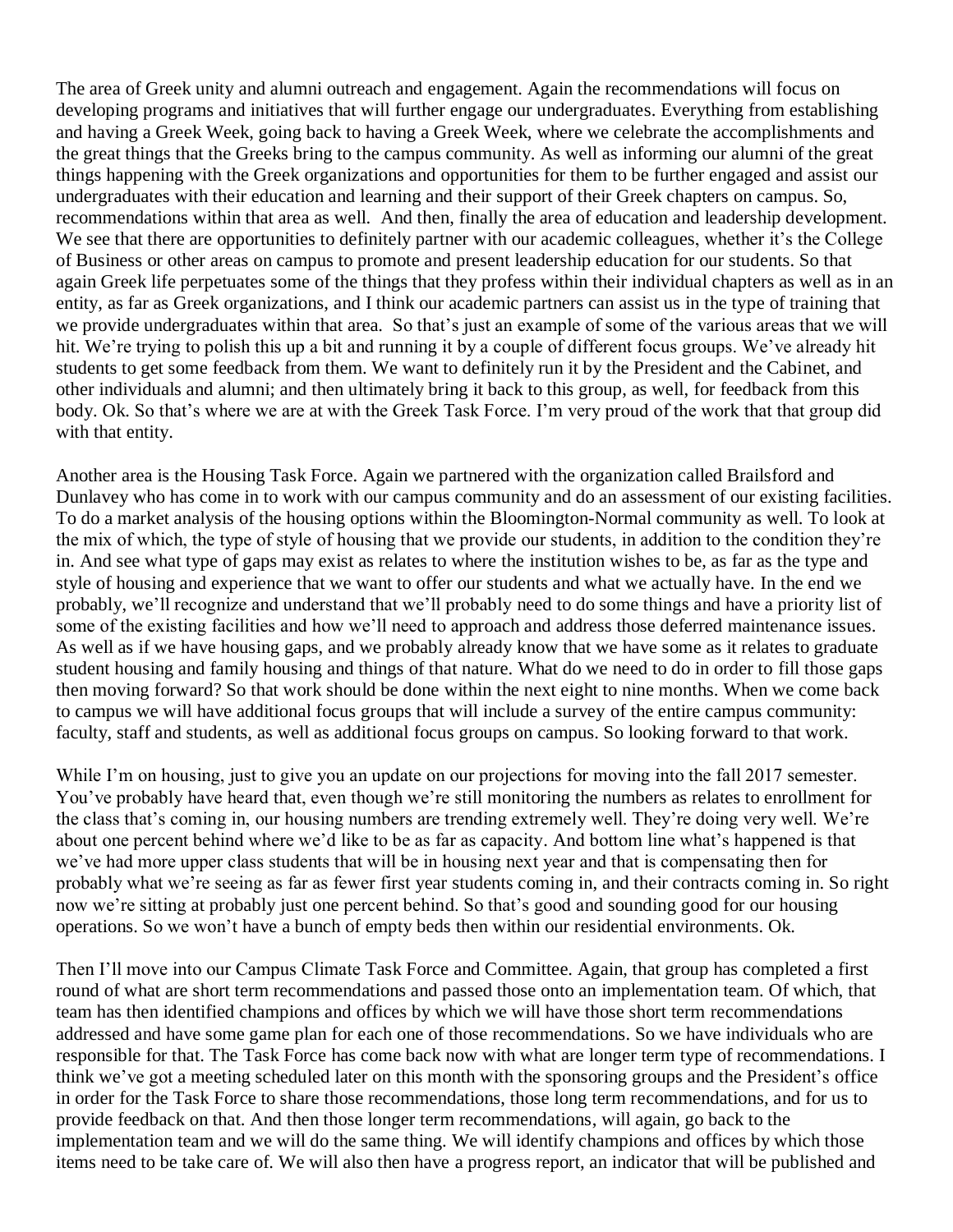The area of Greek unity and alumni outreach and engagement. Again the recommendations will focus on developing programs and initiatives that will further engage our undergraduates. Everything from establishing and having a Greek Week, going back to having a Greek Week, where we celebrate the accomplishments and the great things that the Greeks bring to the campus community. As well as informing our alumni of the great things happening with the Greek organizations and opportunities for them to be further engaged and assist our undergraduates with their education and learning and their support of their Greek chapters on campus. So, recommendations within that area as well. And then, finally the area of education and leadership development. We see that there are opportunities to definitely partner with our academic colleagues, whether it's the College of Business or other areas on campus to promote and present leadership education for our students. So that again Greek life perpetuates some of the things that they profess within their individual chapters as well as in an entity, as far as Greek organizations, and I think our academic partners can assist us in the type of training that we provide undergraduates within that area. So that's just an example of some of the various areas that we will hit. We're trying to polish this up a bit and running it by a couple of different focus groups. We've already hit students to get some feedback from them. We want to definitely run it by the President and the Cabinet, and other individuals and alumni; and then ultimately bring it back to this group, as well, for feedback from this body. Ok. So that's where we are at with the Greek Task Force. I'm very proud of the work that that group did with that entity.

Another area is the Housing Task Force. Again we partnered with the organization called Brailsford and Dunlavey who has come in to work with our campus community and do an assessment of our existing facilities. To do a market analysis of the housing options within the Bloomington-Normal community as well. To look at the mix of which, the type of style of housing that we provide our students, in addition to the condition they're in. And see what type of gaps may exist as relates to where the institution wishes to be, as far as the type and style of housing and experience that we want to offer our students and what we actually have. In the end we probably, we'll recognize and understand that we'll probably need to do some things and have a priority list of some of the existing facilities and how we'll need to approach and address those deferred maintenance issues. As well as if we have housing gaps, and we probably already know that we have some as it relates to graduate student housing and family housing and things of that nature. What do we need to do in order to fill those gaps then moving forward? So that work should be done within the next eight to nine months. When we come back to campus we will have additional focus groups that will include a survey of the entire campus community: faculty, staff and students, as well as additional focus groups on campus. So looking forward to that work.

While I'm on housing, just to give you an update on our projections for moving into the fall 2017 semester. You've probably have heard that, even though we're still monitoring the numbers as relates to enrollment for the class that's coming in, our housing numbers are trending extremely well. They're doing very well. We're about one percent behind where we'd like to be as far as capacity. And bottom line what's happened is that we've had more upper class students that will be in housing next year and that is compensating then for probably what we're seeing as far as fewer first year students coming in, and their contracts coming in. So right now we're sitting at probably just one percent behind. So that's good and sounding good for our housing operations. So we won't have a bunch of empty beds then within our residential environments. Ok.

Then I'll move into our Campus Climate Task Force and Committee. Again, that group has completed a first round of what are short term recommendations and passed those onto an implementation team. Of which, that team has then identified champions and offices by which we will have those short term recommendations addressed and have some game plan for each one of those recommendations. So we have individuals who are responsible for that. The Task Force has come back now with what are longer term type of recommendations. I think we've got a meeting scheduled later on this month with the sponsoring groups and the President's office in order for the Task Force to share those recommendations, those long term recommendations, and for us to provide feedback on that. And then those longer term recommendations, will again, go back to the implementation team and we will do the same thing. We will identify champions and offices by which those items need to be take care of. We will also then have a progress report, an indicator that will be published and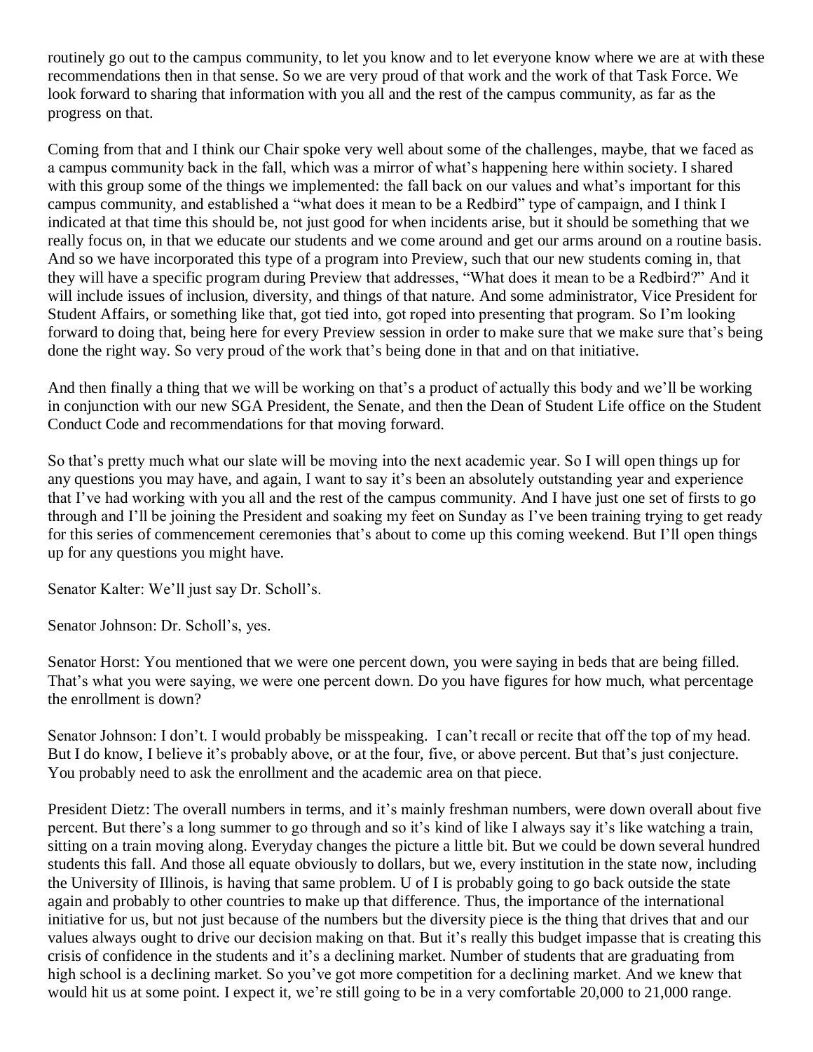routinely go out to the campus community, to let you know and to let everyone know where we are at with these recommendations then in that sense. So we are very proud of that work and the work of that Task Force. We look forward to sharing that information with you all and the rest of the campus community, as far as the progress on that.

Coming from that and I think our Chair spoke very well about some of the challenges, maybe, that we faced as a campus community back in the fall, which was a mirror of what's happening here within society. I shared with this group some of the things we implemented: the fall back on our values and what's important for this campus community, and established a "what does it mean to be a Redbird" type of campaign, and I think I indicated at that time this should be, not just good for when incidents arise, but it should be something that we really focus on, in that we educate our students and we come around and get our arms around on a routine basis. And so we have incorporated this type of a program into Preview, such that our new students coming in, that they will have a specific program during Preview that addresses, "What does it mean to be a Redbird?" And it will include issues of inclusion, diversity, and things of that nature. And some administrator, Vice President for Student Affairs, or something like that, got tied into, got roped into presenting that program. So I'm looking forward to doing that, being here for every Preview session in order to make sure that we make sure that's being done the right way. So very proud of the work that's being done in that and on that initiative.

And then finally a thing that we will be working on that's a product of actually this body and we'll be working in conjunction with our new SGA President, the Senate, and then the Dean of Student Life office on the Student Conduct Code and recommendations for that moving forward.

So that's pretty much what our slate will be moving into the next academic year. So I will open things up for any questions you may have, and again, I want to say it's been an absolutely outstanding year and experience that I've had working with you all and the rest of the campus community. And I have just one set of firsts to go through and I'll be joining the President and soaking my feet on Sunday as I've been training trying to get ready for this series of commencement ceremonies that's about to come up this coming weekend. But I'll open things up for any questions you might have.

Senator Kalter: We'll just say Dr. Scholl's.

Senator Johnson: Dr. Scholl's, yes.

Senator Horst: You mentioned that we were one percent down, you were saying in beds that are being filled. That's what you were saying, we were one percent down. Do you have figures for how much, what percentage the enrollment is down?

Senator Johnson: I don't. I would probably be misspeaking. I can't recall or recite that off the top of my head. But I do know, I believe it's probably above, or at the four, five, or above percent. But that's just conjecture. You probably need to ask the enrollment and the academic area on that piece.

President Dietz: The overall numbers in terms, and it's mainly freshman numbers, were down overall about five percent. But there's a long summer to go through and so it's kind of like I always say it's like watching a train, sitting on a train moving along. Everyday changes the picture a little bit. But we could be down several hundred students this fall. And those all equate obviously to dollars, but we, every institution in the state now, including the University of Illinois, is having that same problem. U of I is probably going to go back outside the state again and probably to other countries to make up that difference. Thus, the importance of the international initiative for us, but not just because of the numbers but the diversity piece is the thing that drives that and our values always ought to drive our decision making on that. But it's really this budget impasse that is creating this crisis of confidence in the students and it's a declining market. Number of students that are graduating from high school is a declining market. So you've got more competition for a declining market. And we knew that would hit us at some point. I expect it, we're still going to be in a very comfortable 20,000 to 21,000 range.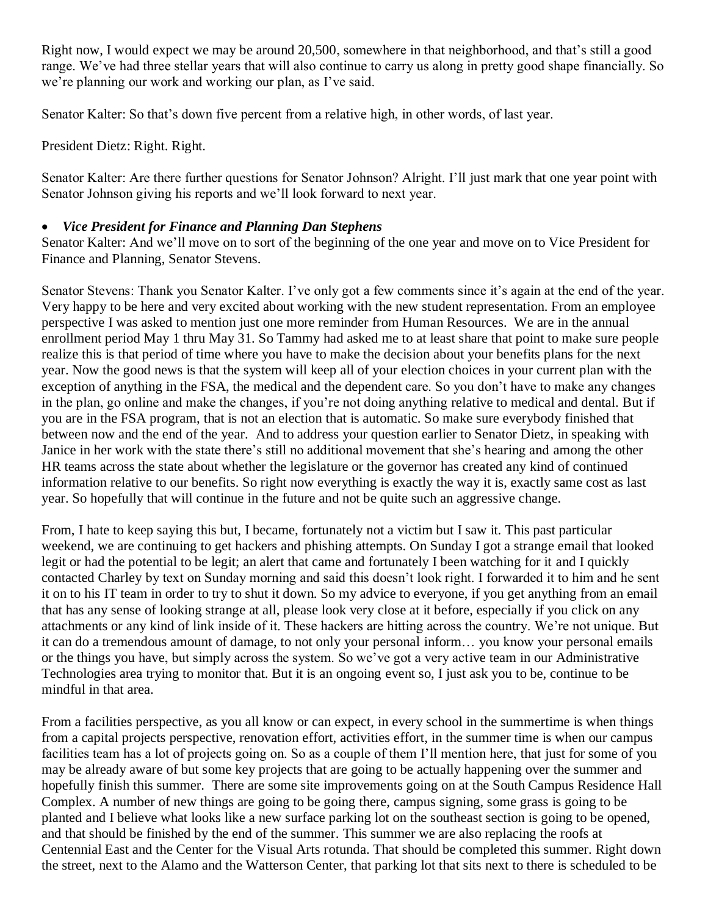Right now, I would expect we may be around 20,500, somewhere in that neighborhood, and that's still a good range. We've had three stellar years that will also continue to carry us along in pretty good shape financially. So we're planning our work and working our plan, as I've said.

Senator Kalter: So that's down five percent from a relative high, in other words, of last year.

President Dietz: Right. Right.

Senator Kalter: Are there further questions for Senator Johnson? Alright. I'll just mark that one year point with Senator Johnson giving his reports and we'll look forward to next year.

- ***Vice President for Finance and Planning Dan Stephens***

Senator Kalter: And we'll move on to sort of the beginning of the one year and move on to Vice President for Finance and Planning, Senator Stevens.

Senator Stevens: Thank you Senator Kalter. I've only got a few comments since it's again at the end of the year. Very happy to be here and very excited about working with the new student representation. From an employee perspective I was asked to mention just one more reminder from Human Resources. We are in the annual enrollment period May 1 thru May 31. So Tammy had asked me to at least share that point to make sure people realize this is that period of time where you have to make the decision about your benefits plans for the next year. Now the good news is that the system will keep all of your election choices in your current plan with the exception of anything in the FSA, the medical and the dependent care. So you don't have to make any changes in the plan, go online and make the changes, if you're not doing anything relative to medical and dental. But if you are in the FSA program, that is not an election that is automatic. So make sure everybody finished that between now and the end of the year. And to address your question earlier to Senator Dietz, in speaking with Janice in her work with the state there's still no additional movement that she's hearing and among the other HR teams across the state about whether the legislature or the governor has created any kind of continued information relative to our benefits. So right now everything is exactly the way it is, exactly same cost as last year. So hopefully that will continue in the future and not be quite such an aggressive change.

From, I hate to keep saying this but, I became, fortunately not a victim but I saw it. This past particular weekend, we are continuing to get hackers and phishing attempts. On Sunday I got a strange email that looked legit or had the potential to be legit; an alert that came and fortunately I been watching for it and I quickly contacted Charley by text on Sunday morning and said this doesn't look right. I forwarded it to him and he sent it on to his IT team in order to try to shut it down. So my advice to everyone, if you get anything from an email that has any sense of looking strange at all, please look very close at it before, especially if you click on any attachments or any kind of link inside of it. These hackers are hitting across the country. We're not unique. But it can do a tremendous amount of damage, to not only your personal inform… you know your personal emails or the things you have, but simply across the system. So we've got a very active team in our Administrative Technologies area trying to monitor that. But it is an ongoing event so, I just ask you to be, continue to be mindful in that area.

From a facilities perspective, as you all know or can expect, in every school in the summertime is when things from a capital projects perspective, renovation effort, activities effort, in the summer time is when our campus facilities team has a lot of projects going on. So as a couple of them I'll mention here, that just for some of you may be already aware of but some key projects that are going to be actually happening over the summer and hopefully finish this summer. There are some site improvements going on at the South Campus Residence Hall Complex. A number of new things are going to be going there, campus signing, some grass is going to be planted and I believe what looks like a new surface parking lot on the southeast section is going to be opened, and that should be finished by the end of the summer. This summer we are also replacing the roofs at Centennial East and the Center for the Visual Arts rotunda. That should be completed this summer. Right down the street, next to the Alamo and the Watterson Center, that parking lot that sits next to there is scheduled to be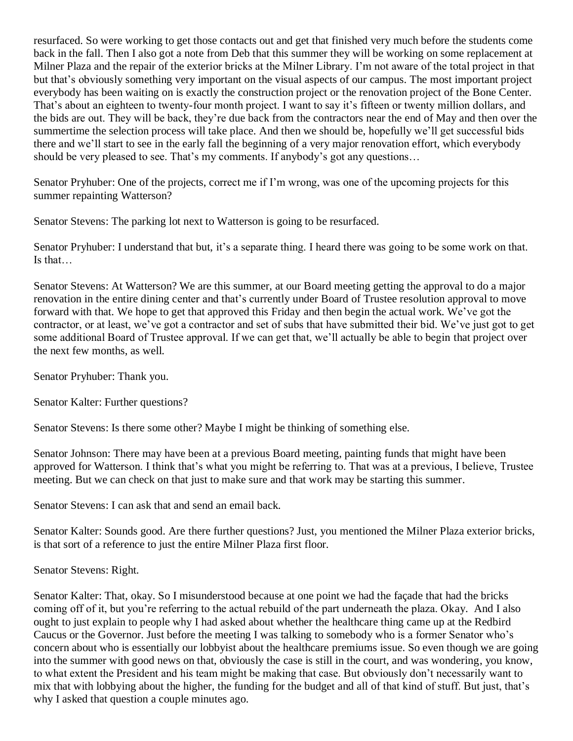resurfaced. So were working to get those contacts out and get that finished very much before the students come back in the fall. Then I also got a note from Deb that this summer they will be working on some replacement at Milner Plaza and the repair of the exterior bricks at the Milner Library. I'm not aware of the total project in that but that's obviously something very important on the visual aspects of our campus. The most important project everybody has been waiting on is exactly the construction project or the renovation project of the Bone Center. That's about an eighteen to twenty-four month project. I want to say it's fifteen or twenty million dollars, and the bids are out. They will be back, they're due back from the contractors near the end of May and then over the summertime the selection process will take place. And then we should be, hopefully we'll get successful bids there and we'll start to see in the early fall the beginning of a very major renovation effort, which everybody should be very pleased to see. That's my comments. If anybody's got any questions…

Senator Pryhuber: One of the projects, correct me if I'm wrong, was one of the upcoming projects for this summer repainting Watterson?

Senator Stevens: The parking lot next to Watterson is going to be resurfaced.

Senator Pryhuber: I understand that but, it's a separate thing. I heard there was going to be some work on that. Is that…

Senator Stevens: At Watterson? We are this summer, at our Board meeting getting the approval to do a major renovation in the entire dining center and that's currently under Board of Trustee resolution approval to move forward with that. We hope to get that approved this Friday and then begin the actual work. We've got the contractor, or at least, we've got a contractor and set of subs that have submitted their bid. We've just got to get some additional Board of Trustee approval. If we can get that, we'll actually be able to begin that project over the next few months, as well.

Senator Pryhuber: Thank you.

Senator Kalter: Further questions?

Senator Stevens: Is there some other? Maybe I might be thinking of something else.

Senator Johnson: There may have been at a previous Board meeting, painting funds that might have been approved for Watterson. I think that's what you might be referring to. That was at a previous, I believe, Trustee meeting. But we can check on that just to make sure and that work may be starting this summer.

Senator Stevens: I can ask that and send an email back.

Senator Kalter: Sounds good. Are there further questions? Just, you mentioned the Milner Plaza exterior bricks, is that sort of a reference to just the entire Milner Plaza first floor.

Senator Stevens: Right.

Senator Kalter: That, okay. So I misunderstood because at one point we had the façade that had the bricks coming off of it, but you're referring to the actual rebuild of the part underneath the plaza. Okay. And I also ought to just explain to people why I had asked about whether the healthcare thing came up at the Redbird Caucus or the Governor. Just before the meeting I was talking to somebody who is a former Senator who's concern about who is essentially our lobbyist about the healthcare premiums issue. So even though we are going into the summer with good news on that, obviously the case is still in the court, and was wondering, you know, to what extent the President and his team might be making that case. But obviously don't necessarily want to mix that with lobbying about the higher, the funding for the budget and all of that kind of stuff. But just, that's why I asked that question a couple minutes ago.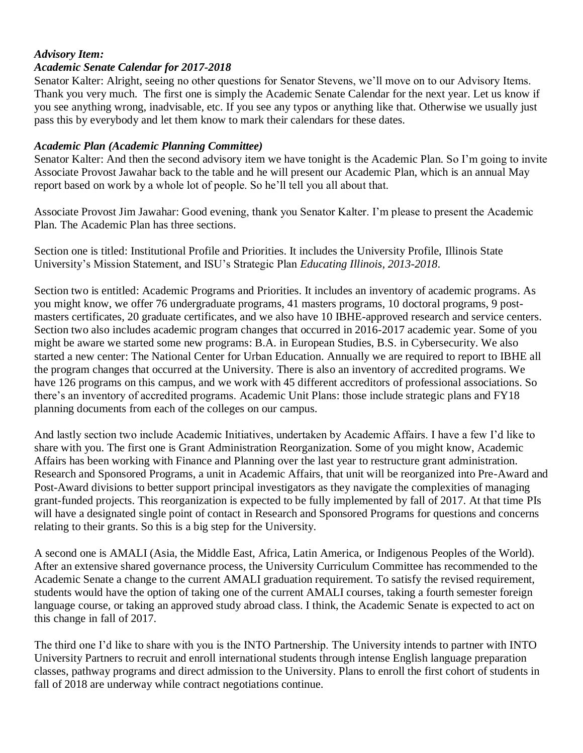***Advisory Item:***
***Academic Senate Calendar for 2017-2018***

Senator Kalter: Alright, seeing no other questions for Senator Stevens, we'll move on to our Advisory Items. Thank you very much. The first one is simply the Academic Senate Calendar for the next year. Let us know if you see anything wrong, inadvisable, etc. If you see any typos or anything like that. Otherwise we usually just pass this by everybody and let them know to mark their calendars for these dates.

***Academic Plan (Academic Planning Committee)***

Senator Kalter: And then the second advisory item we have tonight is the Academic Plan. So I'm going to invite Associate Provost Jawahar back to the table and he will present our Academic Plan, which is an annual May report based on work by a whole lot of people. So he'll tell you all about that.

Associate Provost Jim Jawahar: Good evening, thank you Senator Kalter. I'm please to present the Academic Plan. The Academic Plan has three sections.

Section one is titled: Institutional Profile and Priorities. It includes the University Profile, Illinois State University's Mission Statement, and ISU's Strategic Plan *Educating Illinois, 2013-2018*.

Section two is entitled: Academic Programs and Priorities. It includes an inventory of academic programs. As you might know, we offer 76 undergraduate programs, 41 masters programs, 10 doctoral programs, 9 post-masters certificates, 20 graduate certificates, and we also have 10 IBHE-approved research and service centers. Section two also includes academic program changes that occurred in 2016-2017 academic year. Some of you might be aware we started some new programs: B.A. in European Studies, B.S. in Cybersecurity. We also started a new center: The National Center for Urban Education. Annually we are required to report to IBHE all the program changes that occurred at the University. There is also an inventory of accredited programs. We have 126 programs on this campus, and we work with 45 different accreditors of professional associations. So there's an inventory of accredited programs. Academic Unit Plans: those include strategic plans and FY18 planning documents from each of the colleges on our campus.

And lastly section two include Academic Initiatives, undertaken by Academic Affairs. I have a few I'd like to share with you. The first one is Grant Administration Reorganization. Some of you might know, Academic Affairs has been working with Finance and Planning over the last year to restructure grant administration. Research and Sponsored Programs, a unit in Academic Affairs, that unit will be reorganized into Pre-Award and Post-Award divisions to better support principal investigators as they navigate the complexities of managing grant-funded projects. This reorganization is expected to be fully implemented by fall of 2017. At that time PIs will have a designated single point of contact in Research and Sponsored Programs for questions and concerns relating to their grants. So this is a big step for the University.

A second one is AMALI (Asia, the Middle East, Africa, Latin America, or Indigenous Peoples of the World). After an extensive shared governance process, the University Curriculum Committee has recommended to the Academic Senate a change to the current AMALI graduation requirement. To satisfy the revised requirement, students would have the option of taking one of the current AMALI courses, taking a fourth semester foreign language course, or taking an approved study abroad class. I think, the Academic Senate is expected to act on this change in fall of 2017.

The third one I'd like to share with you is the INTO Partnership. The University intends to partner with INTO University Partners to recruit and enroll international students through intense English language preparation classes, pathway programs and direct admission to the University. Plans to enroll the first cohort of students in fall of 2018 are underway while contract negotiations continue.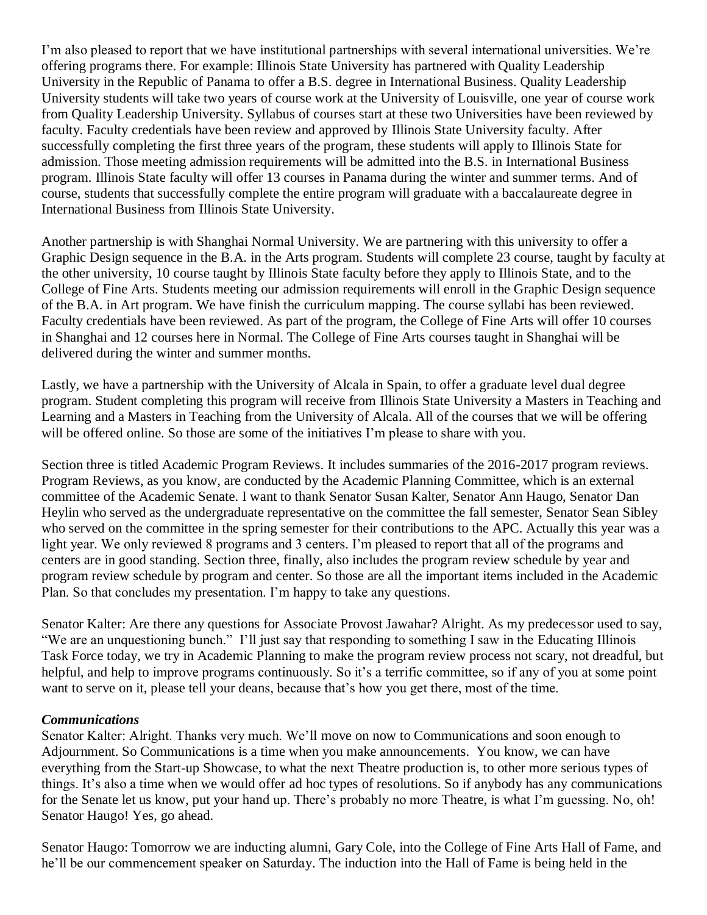I'm also pleased to report that we have institutional partnerships with several international universities. We're offering programs there. For example: Illinois State University has partnered with Quality Leadership University in the Republic of Panama to offer a B.S. degree in International Business. Quality Leadership University students will take two years of course work at the University of Louisville, one year of course work from Quality Leadership University. Syllabus of courses start at these two Universities have been reviewed by faculty. Faculty credentials have been review and approved by Illinois State University faculty. After successfully completing the first three years of the program, these students will apply to Illinois State for admission. Those meeting admission requirements will be admitted into the B.S. in International Business program. Illinois State faculty will offer 13 courses in Panama during the winter and summer terms. And of course, students that successfully complete the entire program will graduate with a baccalaureate degree in International Business from Illinois State University.

Another partnership is with Shanghai Normal University. We are partnering with this university to offer a Graphic Design sequence in the B.A. in the Arts program. Students will complete 23 course, taught by faculty at the other university, 10 course taught by Illinois State faculty before they apply to Illinois State, and to the College of Fine Arts. Students meeting our admission requirements will enroll in the Graphic Design sequence of the B.A. in Art program. We have finish the curriculum mapping. The course syllabi has been reviewed. Faculty credentials have been reviewed. As part of the program, the College of Fine Arts will offer 10 courses in Shanghai and 12 courses here in Normal. The College of Fine Arts courses taught in Shanghai will be delivered during the winter and summer months.

Lastly, we have a partnership with the University of Alcala in Spain, to offer a graduate level dual degree program. Student completing this program will receive from Illinois State University a Masters in Teaching and Learning and a Masters in Teaching from the University of Alcala. All of the courses that we will be offering will be offered online. So those are some of the initiatives I'm please to share with you.

Section three is titled Academic Program Reviews. It includes summaries of the 2016-2017 program reviews. Program Reviews, as you know, are conducted by the Academic Planning Committee, which is an external committee of the Academic Senate. I want to thank Senator Susan Kalter, Senator Ann Haugo, Senator Dan Heylin who served as the undergraduate representative on the committee the fall semester, Senator Sean Sibley who served on the committee in the spring semester for their contributions to the APC. Actually this year was a light year. We only reviewed 8 programs and 3 centers. I'm pleased to report that all of the programs and centers are in good standing. Section three, finally, also includes the program review schedule by year and program review schedule by program and center. So those are all the important items included in the Academic Plan. So that concludes my presentation. I'm happy to take any questions.

Senator Kalter: Are there any questions for Associate Provost Jawahar? Alright. As my predecessor used to say, "We are an unquestioning bunch." I'll just say that responding to something I saw in the Educating Illinois Task Force today, we try in Academic Planning to make the program review process not scary, not dreadful, but helpful, and help to improve programs continuously. So it's a terrific committee, so if any of you at some point want to serve on it, please tell your deans, because that's how you get there, most of the time.

***Communications***

Senator Kalter: Alright. Thanks very much. We'll move on now to Communications and soon enough to Adjournment. So Communications is a time when you make announcements. You know, we can have everything from the Start-up Showcase, to what the next Theatre production is, to other more serious types of things. It's also a time when we would offer ad hoc types of resolutions. So if anybody has any communications for the Senate let us know, put your hand up. There's probably no more Theatre, is what I'm guessing. No, oh! Senator Haugo! Yes, go ahead.

Senator Haugo: Tomorrow we are inducting alumni, Gary Cole, into the College of Fine Arts Hall of Fame, and he'll be our commencement speaker on Saturday. The induction into the Hall of Fame is being held in the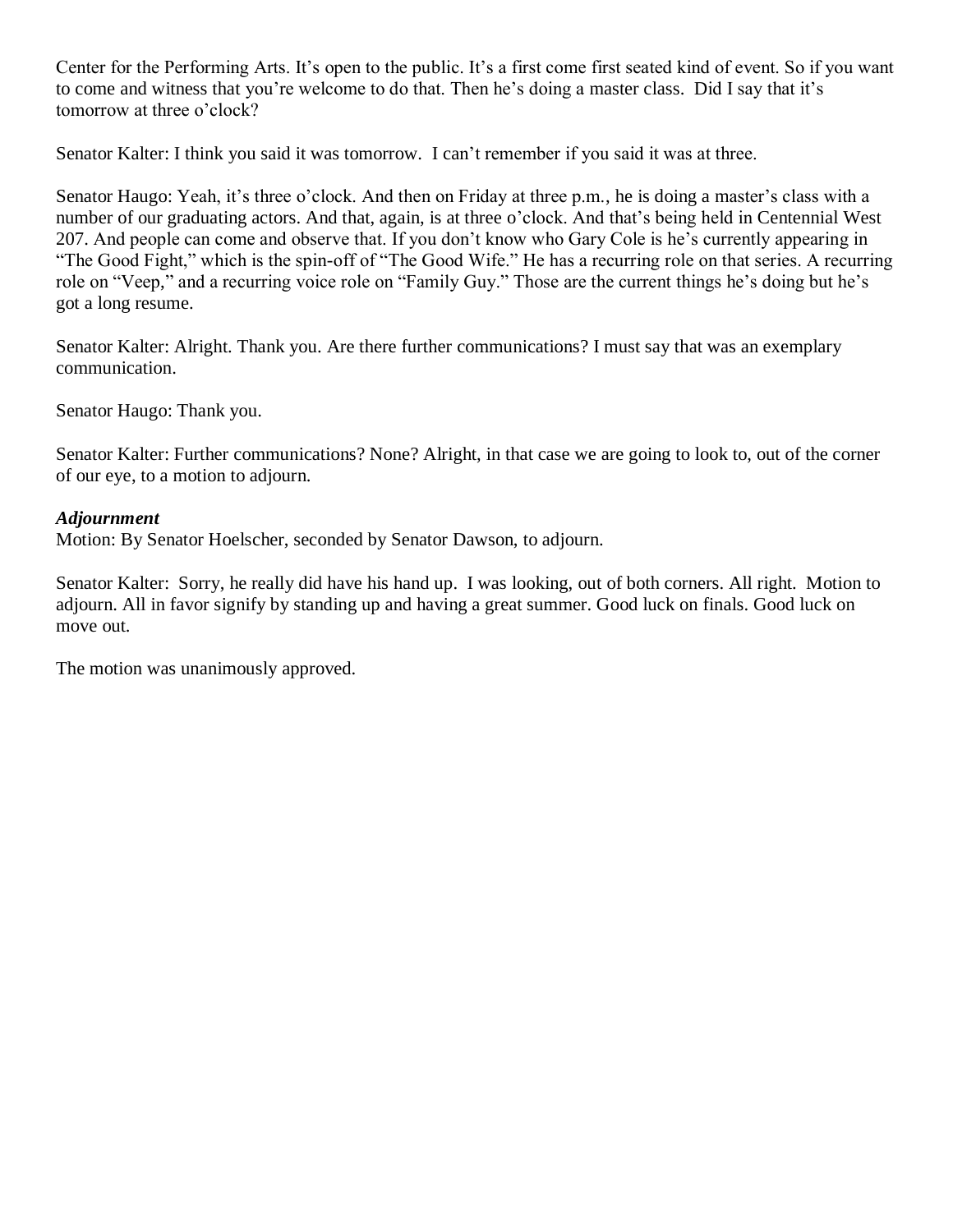Center for the Performing Arts. It's open to the public. It's a first come first seated kind of event. So if you want to come and witness that you're welcome to do that. Then he's doing a master class. Did I say that it's tomorrow at three o'clock?

Senator Kalter: I think you said it was tomorrow. I can't remember if you said it was at three.

Senator Haugo: Yeah, it's three o'clock. And then on Friday at three p.m., he is doing a master's class with a number of our graduating actors. And that, again, is at three o'clock. And that's being held in Centennial West 207. And people can come and observe that. If you don't know who Gary Cole is he's currently appearing in "The Good Fight," which is the spin-off of "The Good Wife." He has a recurring role on that series. A recurring role on "Veep," and a recurring voice role on "Family Guy." Those are the current things he's doing but he's got a long resume.

Senator Kalter: Alright. Thank you. Are there further communications? I must say that was an exemplary communication.

Senator Haugo: Thank you.

Senator Kalter: Further communications? None? Alright, in that case we are going to look to, out of the corner of our eye, to a motion to adjourn.

***Adjournment***

Motion: By Senator Hoelscher, seconded by Senator Dawson, to adjourn.

Senator Kalter: Sorry, he really did have his hand up. I was looking, out of both corners. All right. Motion to adjourn. All in favor signify by standing up and having a great summer. Good luck on finals. Good luck on move out.

The motion was unanimously approved.